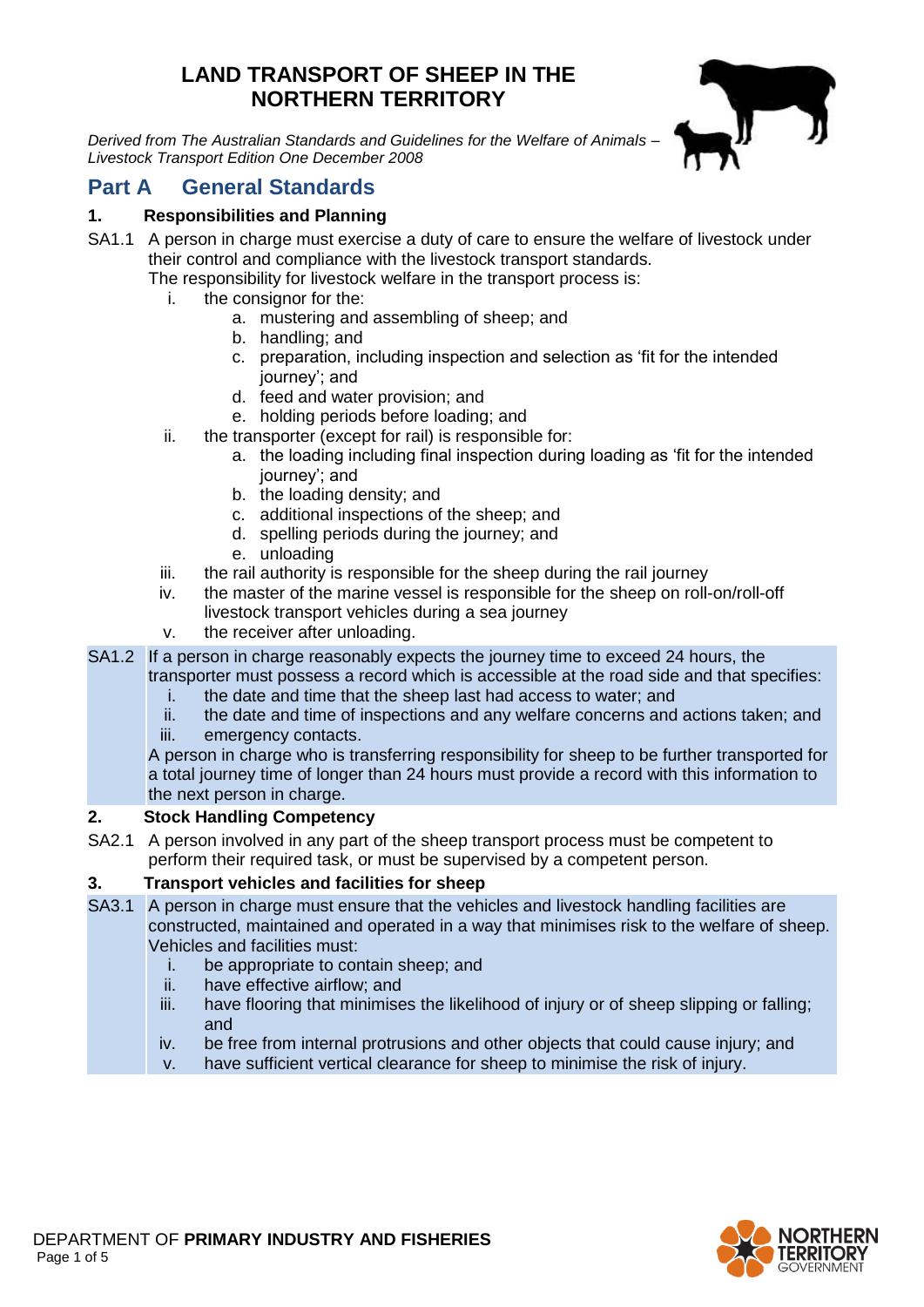# LAND TRANSPORT OF SHEEP IN THE NORTHERN TERRITORY

*Derived from The Australian Standards and Guidelines for the Welfare of Animals – Livestock Transport Edition One December 2008*

## Part A General Standards

### 1. Responsibilities and Planning

SA1.1 A person in charge must exercise a duty of care to ensure the welfare of livestock under their control and compliance with the livestock transport standards.

The responsibility for livestock welfare in the transport process is:

- i. the consignor for the:
  - a. mustering and assembling of sheep; and
  - b. handling; and
  - c. preparation, including inspection and selection as 'fit for the intended journey'; and
  - d. feed and water provision; and
  - e. holding periods before loading; and
- ii. the transporter (except for rail) is responsible for:
  - a. the loading including final inspection during loading as 'fit for the intended journey'; and
  - b. the loading density; and
  - c. additional inspections of the sheep; and
  - d. spelling periods during the journey; and
  - e. unloading
- iii. the rail authority is responsible for the sheep during the rail journey
- iv. the master of the marine vessel is responsible for the sheep on roll-on/roll-off livestock transport vehicles during a sea journey
- v. the receiver after unloading.

SA1.2 If a person in charge reasonably expects the journey time to exceed 24 hours, the transporter must possess a record which is accessible at the road side and that specifies:

- i. the date and time that the sheep last had access to water; and
- ii. the date and time of inspections and any welfare concerns and actions taken; and
- iii. emergency contacts.

A person in charge who is transferring responsibility for sheep to be further transported for a total journey time of longer than 24 hours must provide a record with this information to the next person in charge.

### 2. Stock Handling Competency

SA2.1 A person involved in any part of the sheep transport process must be competent to perform their required task, or must be supervised by a competent person.

### 3. Transport vehicles and facilities for sheep

SA3.1 A person in charge must ensure that the vehicles and livestock handling facilities are constructed, maintained and operated in a way that minimises risk to the welfare of sheep. Vehicles and facilities must:

- i. be appropriate to contain sheep; and
- ii. have effective airflow; and
- iii. have flooring that minimises the likelihood of injury or of sheep slipping or falling; and
- iv. be free from internal protrusions and other objects that could cause injury; and
- v. have sufficient vertical clearance for sheep to minimise the risk of injury.

DEPARTMENT OF **PRIMARY INDUSTRY AND FISHERIES**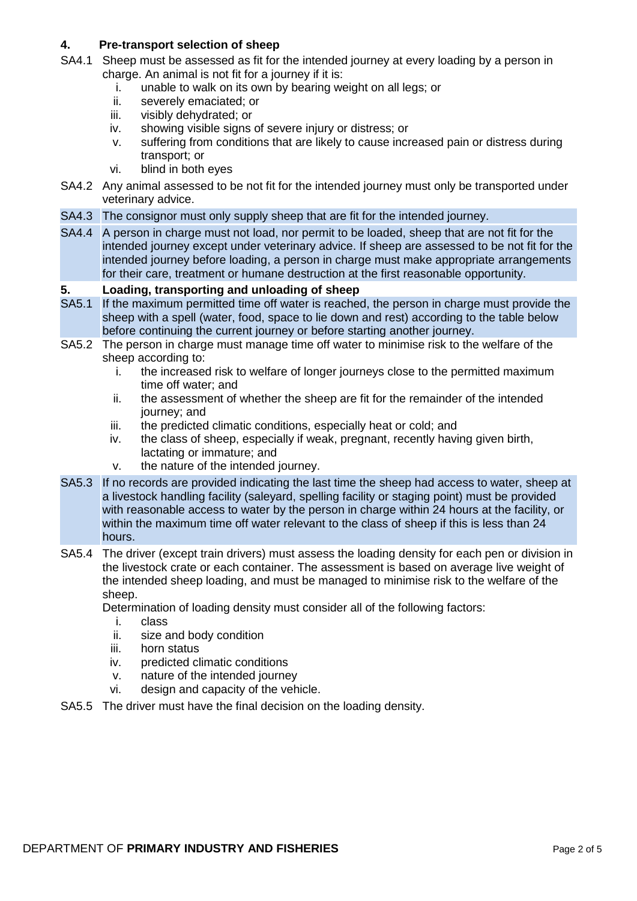## 4. Pre-transport selection of sheep

SA4.1 Sheep must be assessed as fit for the intended journey at every loading by a person in charge. An animal is not fit for a journey if it is:

i. unable to walk on its own by bearing weight on all legs; or
ii. severely emaciated; or
iii. visibly dehydrated; or
iv. showing visible signs of severe injury or distress; or
v. suffering from conditions that are likely to cause increased pain or distress during transport; or
vi. blind in both eyes

SA4.2 Any animal assessed to be not fit for the intended journey must only be transported under veterinary advice.

SA4.3 The consignor must only supply sheep that are fit for the intended journey.

SA4.4 A person in charge must not load, nor permit to be loaded, sheep that are not fit for the intended journey except under veterinary advice. If sheep are assessed to be not fit for the intended journey before loading, a person in charge must make appropriate arrangements for their care, treatment or humane destruction at the first reasonable opportunity.

## 5. Loading, transporting and unloading of sheep

SA5.1 If the maximum permitted time off water is reached, the person in charge must provide the sheep with a spell (water, food, space to lie down and rest) according to the table below before continuing the current journey or before starting another journey.

SA5.2 The person in charge must manage time off water to minimise risk to the welfare of the sheep according to:

i. the increased risk to welfare of longer journeys close to the permitted maximum time off water; and
ii. the assessment of whether the sheep are fit for the remainder of the intended journey; and
iii. the predicted climatic conditions, especially heat or cold; and
iv. the class of sheep, especially if weak, pregnant, recently having given birth, lactating or immature; and
v. the nature of the intended journey.

SA5.3 If no records are provided indicating the last time the sheep had access to water, sheep at a livestock handling facility (saleyard, spelling facility or staging point) must be provided with reasonable access to water by the person in charge within 24 hours at the facility, or within the maximum time off water relevant to the class of sheep if this is less than 24 hours.

SA5.4 The driver (except train drivers) must assess the loading density for each pen or division in the livestock crate or each container. The assessment is based on average live weight of the intended sheep loading, and must be managed to minimise risk to the welfare of the sheep.

Determination of loading density must consider all of the following factors:

i. class
ii. size and body condition
iii. horn status
iv. predicted climatic conditions
v. nature of the intended journey
vi. design and capacity of the vehicle.

SA5.5 The driver must have the final decision on the loading density.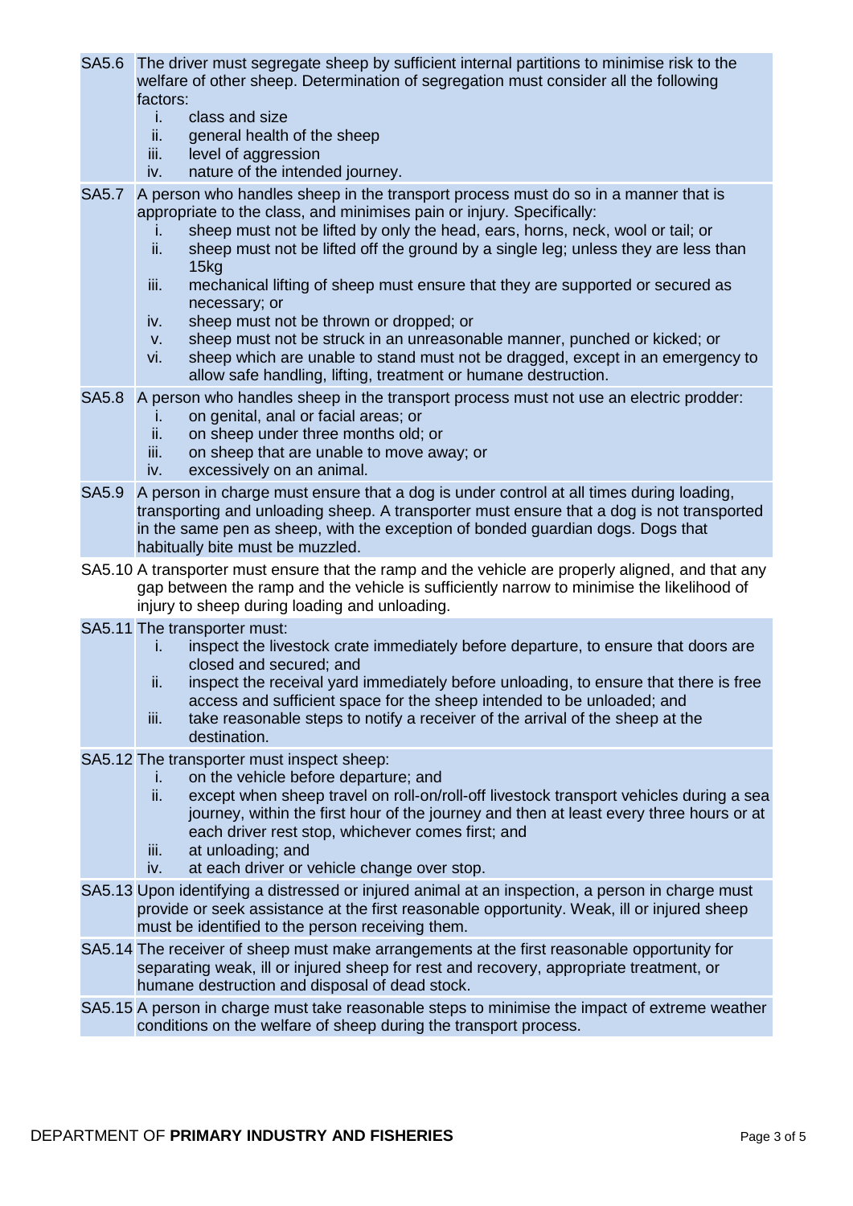**SA5.6** The driver must segregate sheep by sufficient internal partitions to minimise risk to the welfare of other sheep. Determination of segregation must consider all the following factors:

- i. class and size
- ii. general health of the sheep
- iii. level of aggression
- iv. nature of the intended journey.

**SA5.7** A person who handles sheep in the transport process must do so in a manner that is appropriate to the class, and minimises pain or injury. Specifically:

- i. sheep must not be lifted by only the head, ears, horns, neck, wool or tail; or
- ii. sheep must not be lifted off the ground by a single leg; unless they are less than 15kg
- iii. mechanical lifting of sheep must ensure that they are supported or secured as necessary; or
- iv. sheep must not be thrown or dropped; or
- v. sheep must not be struck in an unreasonable manner, punched or kicked; or
- vi. sheep which are unable to stand must not be dragged, except in an emergency to allow safe handling, lifting, treatment or humane destruction.

**SA5.8** A person who handles sheep in the transport process must not use an electric prodder:

- i. on genital, anal or facial areas; or
- ii. on sheep under three months old; or
- iii. on sheep that are unable to move away; or
- iv. excessively on an animal.

**SA5.9** A person in charge must ensure that a dog is under control at all times during loading, transporting and unloading sheep. A transporter must ensure that a dog is not transported in the same pen as sheep, with the exception of bonded guardian dogs. Dogs that habitually bite must be muzzled.

**SA5.10** A transporter must ensure that the ramp and the vehicle are properly aligned, and that any gap between the ramp and the vehicle is sufficiently narrow to minimise the likelihood of injury to sheep during loading and unloading.

**SA5.11** The transporter must:

- i. inspect the livestock crate immediately before departure, to ensure that doors are closed and secured; and
- ii. inspect the receival yard immediately before unloading, to ensure that there is free access and sufficient space for the sheep intended to be unloaded; and
- iii. take reasonable steps to notify a receiver of the arrival of the sheep at the destination.

**SA5.12** The transporter must inspect sheep:

- i. on the vehicle before departure; and
- ii. except when sheep travel on roll-on/roll-off livestock transport vehicles during a sea journey, within the first hour of the journey and then at least every three hours or at each driver rest stop, whichever comes first; and
- iii. at unloading; and
- iv. at each driver or vehicle change over stop.

**SA5.13** Upon identifying a distressed or injured animal at an inspection, a person in charge must provide or seek assistance at the first reasonable opportunity. Weak, ill or injured sheep must be identified to the person receiving them.

**SA5.14** The receiver of sheep must make arrangements at the first reasonable opportunity for separating weak, ill or injured sheep for rest and recovery, appropriate treatment, or humane destruction and disposal of dead stock.

**SA5.15** A person in charge must take reasonable steps to minimise the impact of extreme weather conditions on the welfare of sheep during the transport process.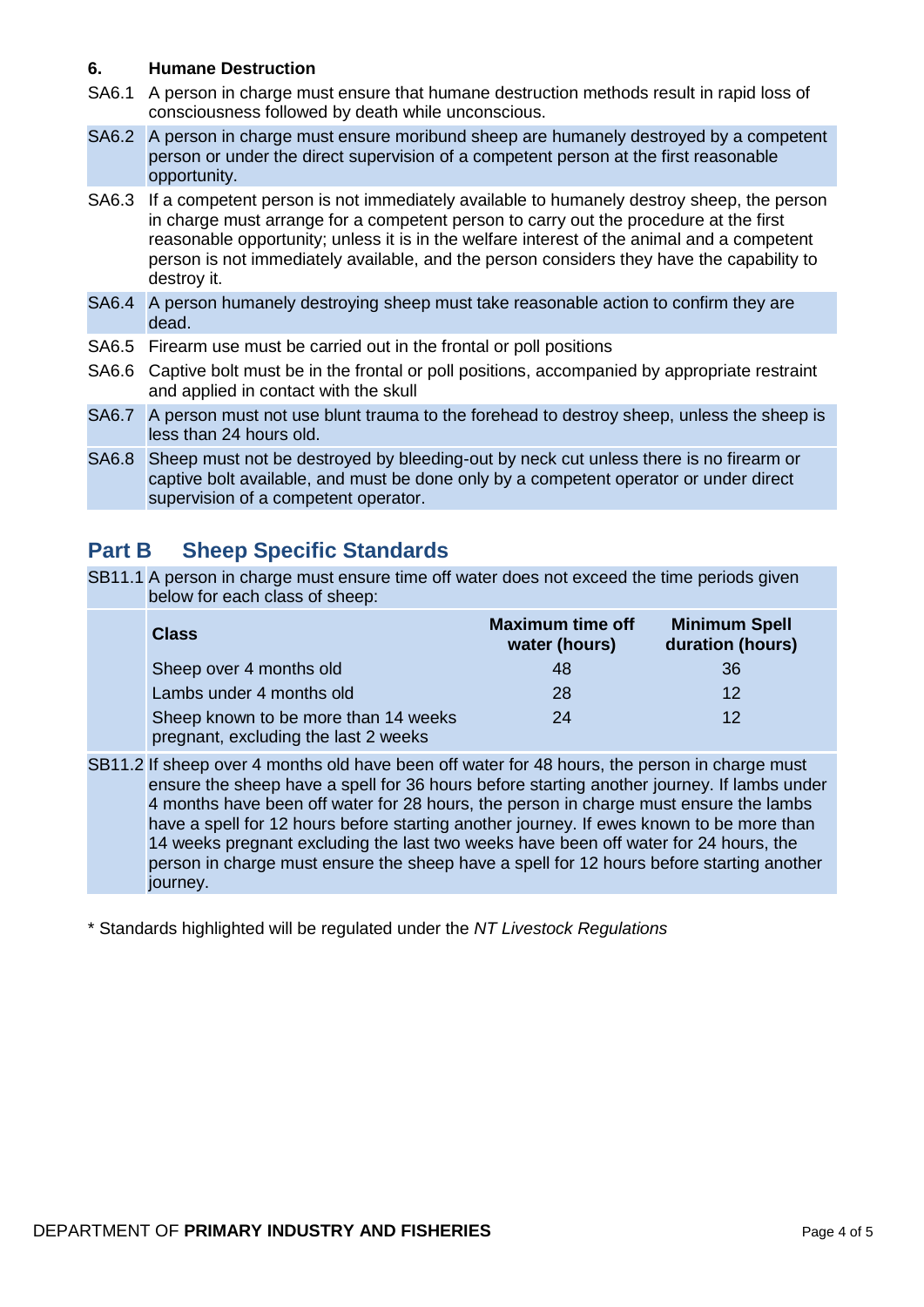### 6. Humane Destruction

SA6.1 A person in charge must ensure that humane destruction methods result in rapid loss of consciousness followed by death while unconscious.

SA6.2 A person in charge must ensure moribund sheep are humanely destroyed by a competent person or under the direct supervision of a competent person at the first reasonable opportunity.

SA6.3 If a competent person is not immediately available to humanely destroy sheep, the person in charge must arrange for a competent person to carry out the procedure at the first reasonable opportunity; unless it is in the welfare interest of the animal and a competent person is not immediately available, and the person considers they have the capability to destroy it.

SA6.4 A person humanely destroying sheep must take reasonable action to confirm they are dead.

SA6.5 Firearm use must be carried out in the frontal or poll positions

SA6.6 Captive bolt must be in the frontal or poll positions, accompanied by appropriate restraint and applied in contact with the skull

SA6.7 A person must not use blunt trauma to the forehead to destroy sheep, unless the sheep is less than 24 hours old.

SA6.8 Sheep must not be destroyed by bleeding-out by neck cut unless there is no firearm or captive bolt available, and must be done only by a competent operator or under direct supervision of a competent operator.

## Part B Sheep Specific Standards

SB11.1 A person in charge must ensure time off water does not exceed the time periods given below for each class of sheep:

| Class | Maximum time off water (hours) | Minimum Spell duration (hours) |
|---|---|---|
| Sheep over 4 months old | 48 | 36 |
| Lambs under 4 months old | 28 | 12 |
| Sheep known to be more than 14 weeks pregnant, excluding the last 2 weeks | 24 | 12 |

SB11.2 If sheep over 4 months old have been off water for 48 hours, the person in charge must ensure the sheep have a spell for 36 hours before starting another journey. If lambs under 4 months have been off water for 28 hours, the person in charge must ensure the lambs have a spell for 12 hours before starting another journey. If ewes known to be more than 14 weeks pregnant excluding the last two weeks have been off water for 24 hours, the person in charge must ensure the sheep have a spell for 12 hours before starting another journey.

\* Standards highlighted will be regulated under the *NT Livestock Regulations*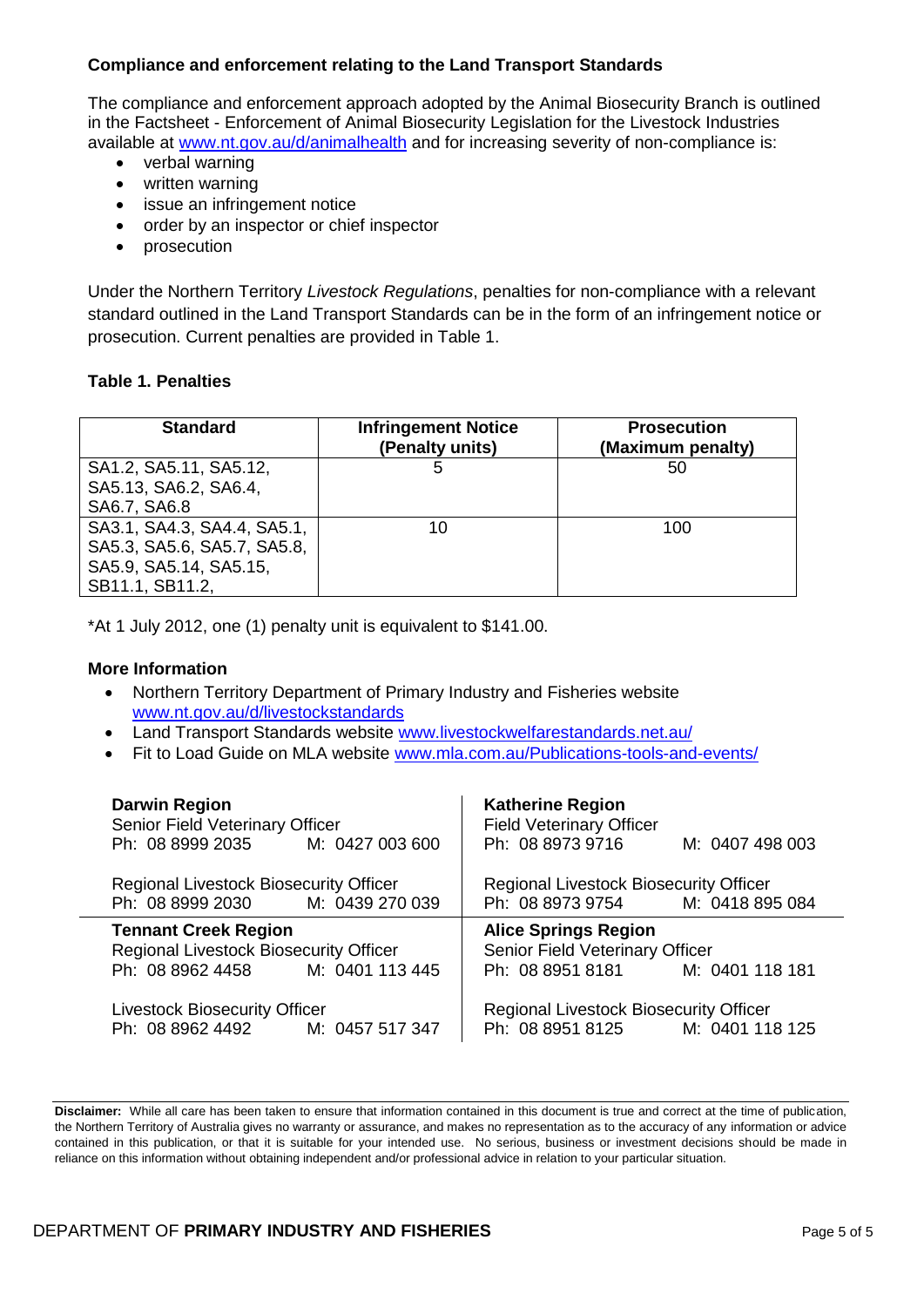**Compliance and enforcement relating to the Land Transport Standards**

The compliance and enforcement approach adopted by the Animal Biosecurity Branch is outlined in the Factsheet - Enforcement of Animal Biosecurity Legislation for the Livestock Industries available at www.nt.gov.au/d/animalhealth and for increasing severity of non-compliance is:

- verbal warning
- written warning
- issue an infringement notice
- order by an inspector or chief inspector
- prosecution

Under the Northern Territory *Livestock Regulations*, penalties for non-compliance with a relevant standard outlined in the Land Transport Standards can be in the form of an infringement notice or prosecution. Current penalties are provided in Table 1.

**Table 1. Penalties**

| Standard | Infringement Notice (Penalty units) | Prosecution (Maximum penalty) |
|---|---|---|
| SA1.2, SA5.11, SA5.12, SA5.13, SA6.2, SA6.4, SA6.7, SA6.8 | 5 | 50 |
| SA3.1, SA4.3, SA4.4, SA5.1, SA5.3, SA5.6, SA5.7, SA5.8, SA5.9, SA5.14, SA5.15, SB11.1, SB11.2, | 10 | 100 |

*At 1 July 2012, one (1) penalty unit is equivalent to $141.00.

**More Information**

- Northern Territory Department of Primary Industry and Fisheries website www.nt.gov.au/d/livestockstandards
- Land Transport Standards website www.livestockwelfarestandards.net.au/
- Fit to Load Guide on MLA website www.mla.com.au/Publications-tools-and-events/

**Darwin Region**
Senior Field Veterinary Officer
Ph: 08 8999 2035 M: 0427 003 600

Regional Livestock Biosecurity Officer
Ph: 08 8999 2030 M: 0439 270 039

**Katherine Region**
Field Veterinary Officer
Ph: 08 8973 9716 M: 0407 498 003

Regional Livestock Biosecurity Officer
Ph: 08 8973 9754 M: 0418 895 084

**Tennant Creek Region**
Regional Livestock Biosecurity Officer
Ph: 08 8962 4458 M: 0401 113 445

Livestock Biosecurity Officer
Ph: 08 8962 4492 M: 0457 517 347

**Alice Springs Region**
Senior Field Veterinary Officer
Ph: 08 8951 8181 M: 0401 118 181

Regional Livestock Biosecurity Officer
Ph: 08 8951 8125 M: 0401 118 125

**Disclaimer:** While all care has been taken to ensure that information contained in this document is true and correct at the time of publication, the Northern Territory of Australia gives no warranty or assurance, and makes no representation as to the accuracy of any information or advice contained in this publication, or that it is suitable for your intended use. No serious, business or investment decisions should be made in reliance on this information without obtaining independent and/or professional advice in relation to your particular situation.